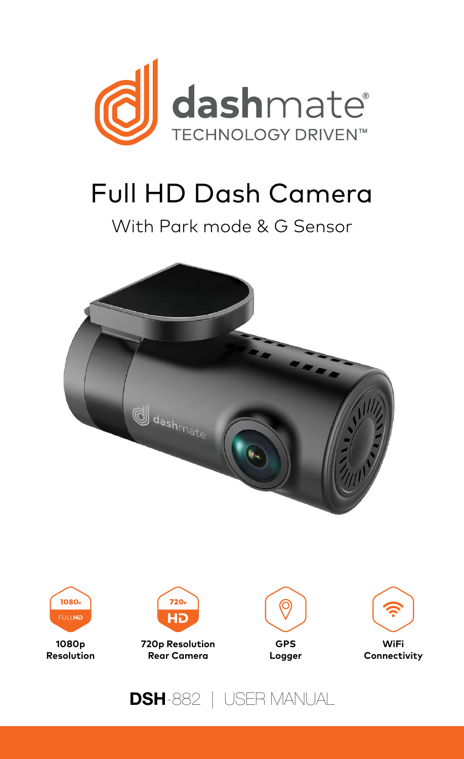dashmate®

TECHNOLOGY DRIVEN™

# Full HD Dash Camera

## With Park mode & G Sensor

1080p FULLHD

**1080p Resolution**

720p HD

**720p Resolution Rear Camera**

**GPS Logger**

**WiFi Connectivity**

**DSH**-882 | USER MANUAL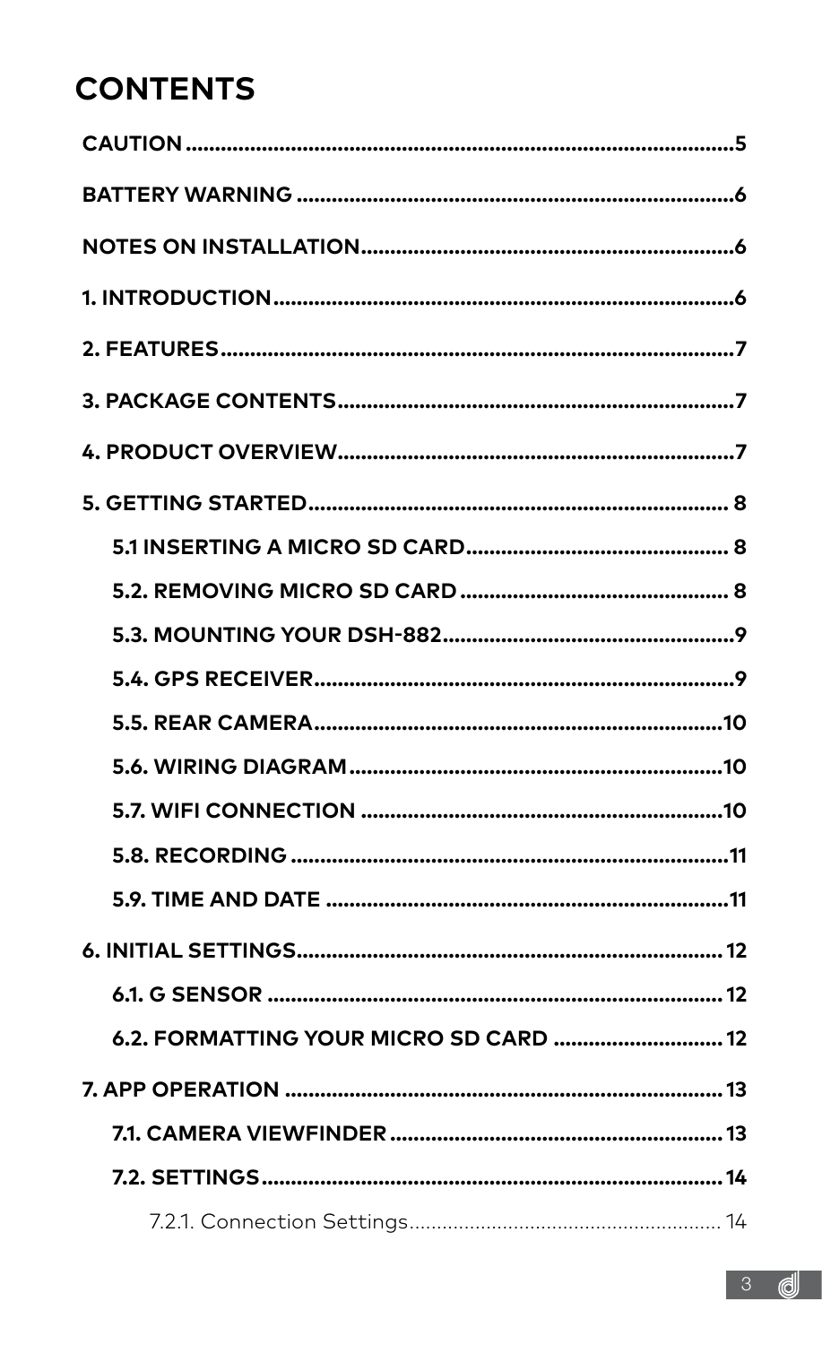# CONTENTS

CAUTION ........................................................................................5

BATTERY WARNING ......................................................................6

NOTES ON INSTALLATION...........................................................6

1. INTRODUCTION..........................................................................6

2. FEATURES.....................................................................................7

3. PACKAGE CONTENTS................................................................7

4. PRODUCT OVERVIEW.................................................................7

5. GETTING STARTED..................................................................... 8

- 5.1 INSERTING A MICRO SD CARD........................................... 8
- 5.2. REMOVING MICRO SD CARD ............................................ 8
- 5.3. MOUNTING YOUR DSH-882..................................................9
- 5.4. GPS RECEIVER........................................................................9
- 5.5. REAR CAMERA.....................................................................10
- 5.6. WIRING DIAGRAM..............................................................10
- 5.7. WIFI CONNECTION .............................................................10
- 5.8. RECORDING ..........................................................................11
- 5.9. TIME AND DATE ....................................................................11

6. INITIAL SETTINGS...................................................................... 12

- 6.1. G SENSOR ............................................................................. 12
- 6.2. FORMATTING YOUR MICRO SD CARD ............................ 12

7. APP OPERATION ........................................................................ 13

- 7.1. CAMERA VIEWFINDER ........................................................ 13
- 7.2. SETTINGS.............................................................................. 14
  - 7.2.1. Connection Settings....................................................... 14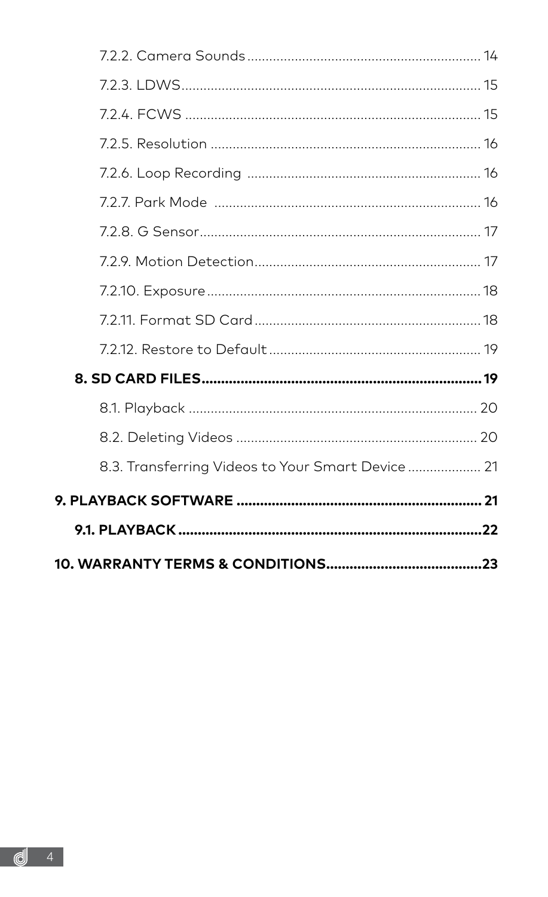7.2.2. Camera Sounds ................................................................ 14

7.2.3. LDWS ................................................................ 15

7.2.4. FCWS ................................................................ 15

7.2.5. Resolution ................................................................ 16

7.2.6. Loop Recording ................................................................ 16

7.2.7. Park Mode ................................................................ 16

7.2.8. G Sensor ................................................................ 17

7.2.9. Motion Detection ................................................................ 17

7.2.10. Exposure ................................................................ 18

7.2.11. Format SD Card ................................................................ 18

7.2.12. Restore to Default ................................................................ 19

**8. SD CARD FILES ................................................................ 19**

8.1. Playback ................................................................ 20

8.2. Deleting Videos ................................................................ 20

8.3. Transferring Videos to Your Smart Device ................................................................ 21

**9. PLAYBACK SOFTWARE ................................................................ 21**

**9.1. PLAYBACK ................................................................ 22**

**10. WARRANTY TERMS & CONDITIONS ................................................................ 23**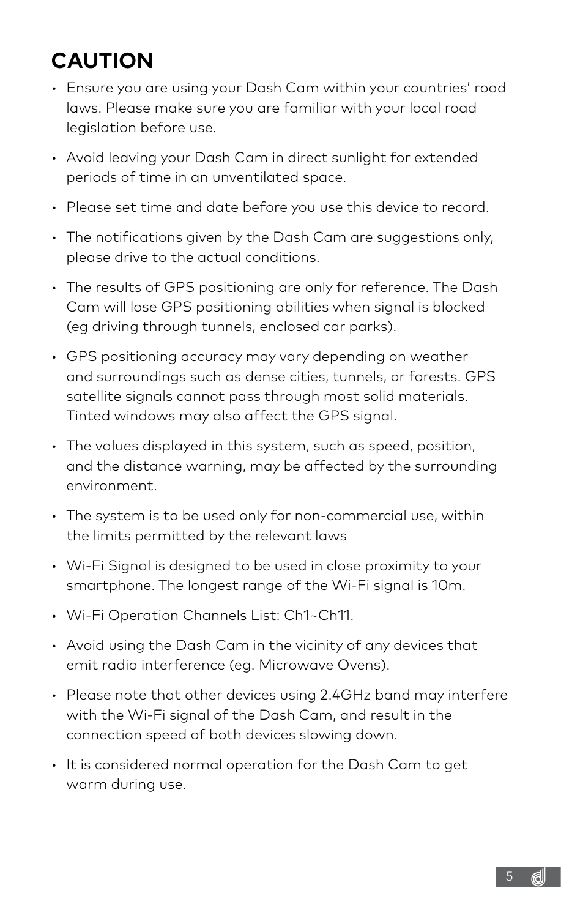# CAUTION

- Ensure you are using your Dash Cam within your countries' road laws. Please make sure you are familiar with your local road legislation before use.
- Avoid leaving your Dash Cam in direct sunlight for extended periods of time in an unventilated space.
- Please set time and date before you use this device to record.
- The notifications given by the Dash Cam are suggestions only, please drive to the actual conditions.
- The results of GPS positioning are only for reference. The Dash Cam will lose GPS positioning abilities when signal is blocked (eg driving through tunnels, enclosed car parks).
- GPS positioning accuracy may vary depending on weather and surroundings such as dense cities, tunnels, or forests. GPS satellite signals cannot pass through most solid materials. Tinted windows may also affect the GPS signal.
- The values displayed in this system, such as speed, position, and the distance warning, may be affected by the surrounding environment.
- The system is to be used only for non-commercial use, within the limits permitted by the relevant laws
- Wi-Fi Signal is designed to be used in close proximity to your smartphone. The longest range of the Wi-Fi signal is 10m.
- Wi-Fi Operation Channels List: Ch1~Ch11.
- Avoid using the Dash Cam in the vicinity of any devices that emit radio interference (eg. Microwave Ovens).
- Please note that other devices using 2.4GHz band may interfere with the Wi-Fi signal of the Dash Cam, and result in the connection speed of both devices slowing down.
- It is considered normal operation for the Dash Cam to get warm during use.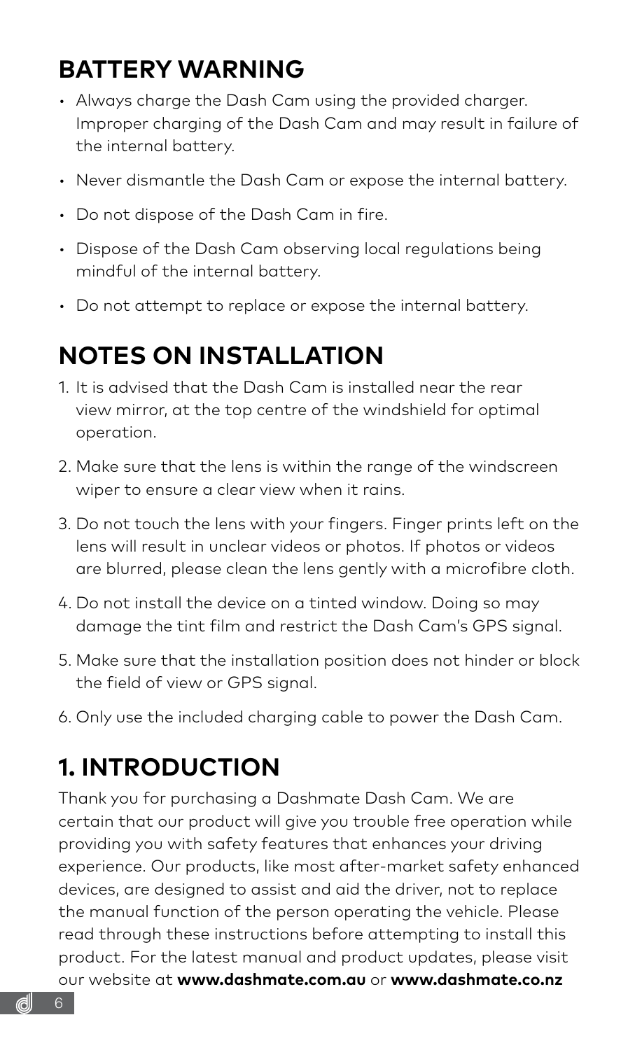## BATTERY WARNING

- Always charge the Dash Cam using the provided charger. Improper charging of the Dash Cam and may result in failure of the internal battery.
- Never dismantle the Dash Cam or expose the internal battery.
- Do not dispose of the Dash Cam in fire.
- Dispose of the Dash Cam observing local regulations being mindful of the internal battery.
- Do not attempt to replace or expose the internal battery.

## NOTES ON INSTALLATION

1. It is advised that the Dash Cam is installed near the rear view mirror, at the top centre of the windshield for optimal operation.
2. Make sure that the lens is within the range of the windscreen wiper to ensure a clear view when it rains.
3. Do not touch the lens with your fingers. Finger prints left on the lens will result in unclear videos or photos. If photos or videos are blurred, please clean the lens gently with a microfibre cloth.
4. Do not install the device on a tinted window. Doing so may damage the tint film and restrict the Dash Cam's GPS signal.
5. Make sure that the installation position does not hinder or block the field of view or GPS signal.
6. Only use the included charging cable to power the Dash Cam.

## 1. INTRODUCTION

Thank you for purchasing a Dashmate Dash Cam. We are certain that our product will give you trouble free operation while providing you with safety features that enhances your driving experience. Our products, like most after-market safety enhanced devices, are designed to assist and aid the driver, not to replace the manual function of the person operating the vehicle. Please read through these instructions before attempting to install this product. For the latest manual and product updates, please visit our website at **www.dashmate.com.au** or **www.dashmate.co.nz**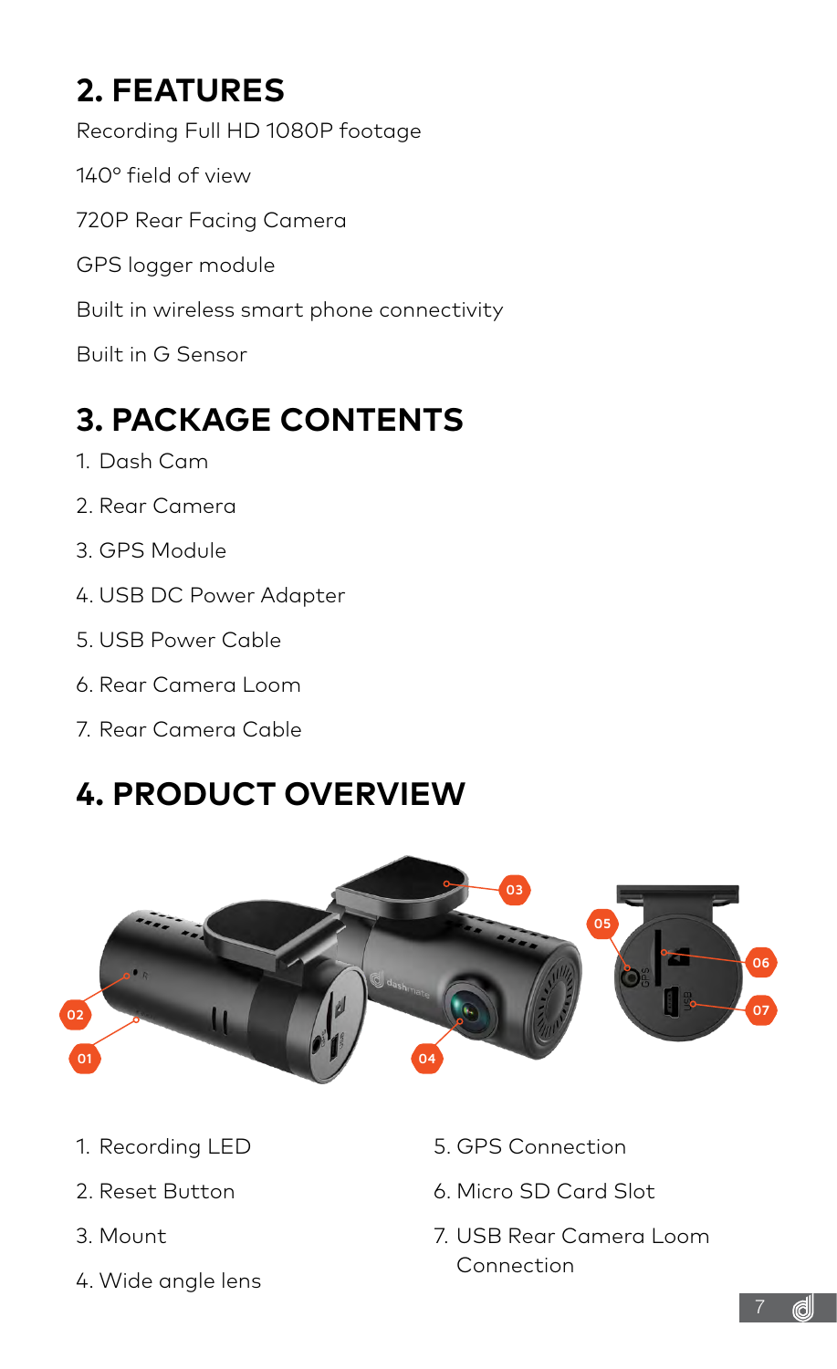## 2. FEATURES

Recording Full HD 1080P footage

140° field of view

720P Rear Facing Camera

GPS logger module

Built in wireless smart phone connectivity

Built in G Sensor

## 3. PACKAGE CONTENTS

1. Dash Cam
2. Rear Camera
3. GPS Module
4. USB DC Power Adapter
5. USB Power Cable
6. Rear Camera Loom
7. Rear Camera Cable

## 4. PRODUCT OVERVIEW

1. Recording LED
2. Reset Button
3. Mount
4. Wide angle lens
5. GPS Connection
6. Micro SD Card Slot
7. USB Rear Camera Loom Connection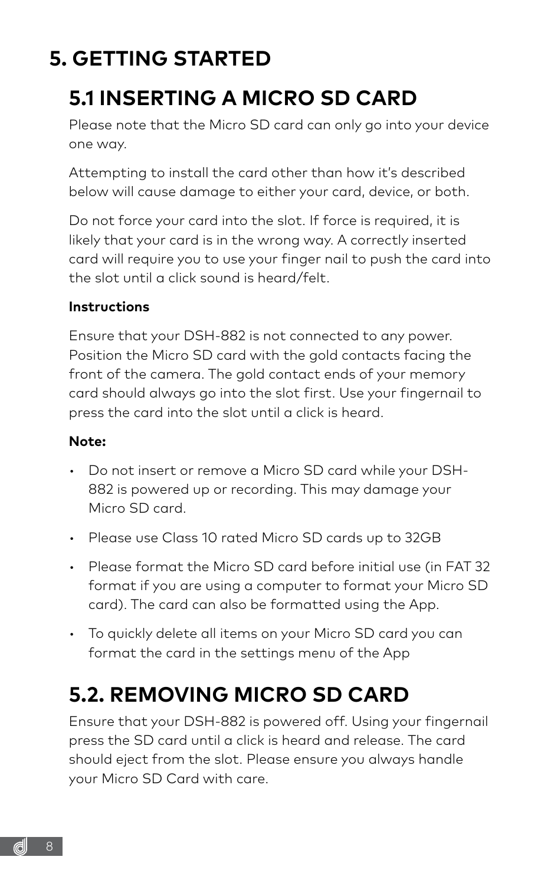# 5. GETTING STARTED

## 5.1 INSERTING A MICRO SD CARD

Please note that the Micro SD card can only go into your device one way.

Attempting to install the card other than how it's described below will cause damage to either your card, device, or both.

Do not force your card into the slot. If force is required, it is likely that your card is in the wrong way. A correctly inserted card will require you to use your finger nail to push the card into the slot until a click sound is heard/felt.

**Instructions**

Ensure that your DSH-882 is not connected to any power. Position the Micro SD card with the gold contacts facing the front of the camera. The gold contact ends of your memory card should always go into the slot first. Use your fingernail to press the card into the slot until a click is heard.

**Note:**

- Do not insert or remove a Micro SD card while your DSH-882 is powered up or recording. This may damage your Micro SD card.
- Please use Class 10 rated Micro SD cards up to 32GB
- Please format the Micro SD card before initial use (in FAT 32 format if you are using a computer to format your Micro SD card). The card can also be formatted using the App.
- To quickly delete all items on your Micro SD card you can format the card in the settings menu of the App

## 5.2. REMOVING MICRO SD CARD

Ensure that your DSH-882 is powered off. Using your fingernail press the SD card until a click is heard and release. The card should eject from the slot. Please ensure you always handle your Micro SD Card with care.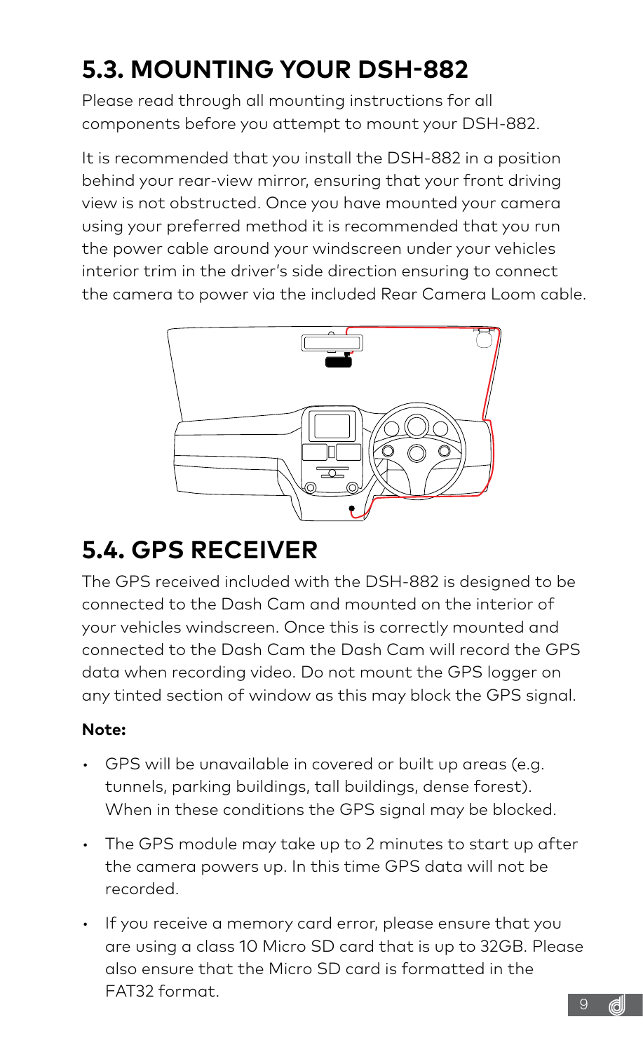## 5.3. MOUNTING YOUR DSH-882

Please read through all mounting instructions for all components before you attempt to mount your DSH-882.

It is recommended that you install the DSH-882 in a position behind your rear-view mirror, ensuring that your front driving view is not obstructed. Once you have mounted your camera using your preferred method it is recommended that you run the power cable around your windscreen under your vehicles interior trim in the driver's side direction ensuring to connect the camera to power via the included Rear Camera Loom cable.

## 5.4. GPS RECEIVER

The GPS received included with the DSH-882 is designed to be connected to the Dash Cam and mounted on the interior of your vehicles windscreen. Once this is correctly mounted and connected to the Dash Cam the Dash Cam will record the GPS data when recording video. Do not mount the GPS logger on any tinted section of window as this may block the GPS signal.

**Note:**

- GPS will be unavailable in covered or built up areas (e.g. tunnels, parking buildings, tall buildings, dense forest). When in these conditions the GPS signal may be blocked.
- The GPS module may take up to 2 minutes to start up after the camera powers up. In this time GPS data will not be recorded.
- If you receive a memory card error, please ensure that you are using a class 10 Micro SD card that is up to 32GB. Please also ensure that the Micro SD card is formatted in the FAT32 format.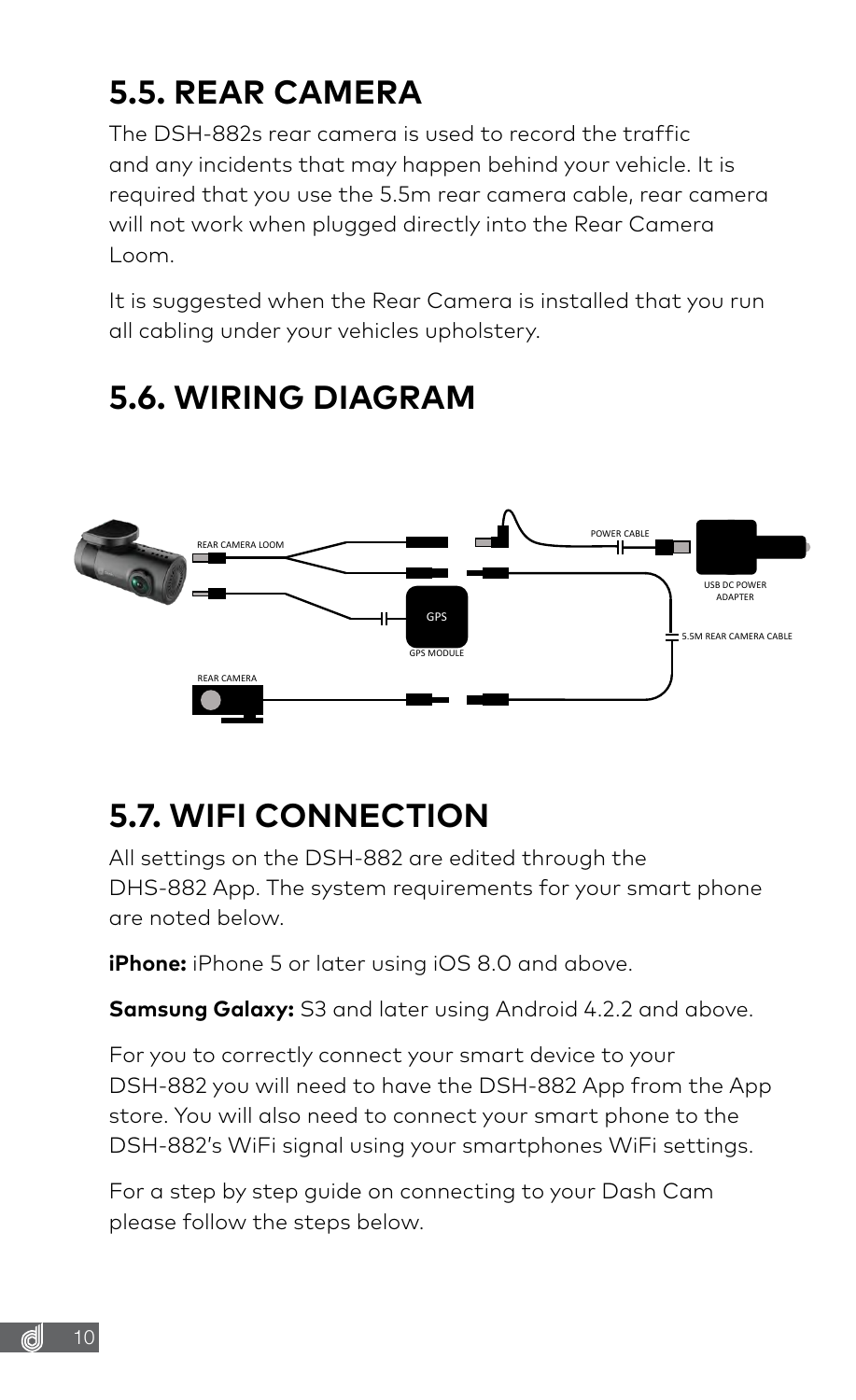## 5.5. REAR CAMERA

The DSH-882s rear camera is used to record the traffic and any incidents that may happen behind your vehicle. It is required that you use the 5.5m rear camera cable, rear camera will not work when plugged directly into the Rear Camera Loom.

It is suggested when the Rear Camera is installed that you run all cabling under your vehicles upholstery.

## 5.6. WIRING DIAGRAM

REAR CAMERA LOOM

POWER CABLE

USB DC POWER ADAPTER

GPS

GPS MODULE

5.5M REAR CAMERA CABLE

REAR CAMERA

## 5.7. WIFI CONNECTION

All settings on the DSH-882 are edited through the DHS-882 App. The system requirements for your smart phone are noted below.

**iPhone:** iPhone 5 or later using iOS 8.0 and above.

**Samsung Galaxy:** S3 and later using Android 4.2.2 and above.

For you to correctly connect your smart device to your DSH-882 you will need to have the DSH-882 App from the App store. You will also need to connect your smart phone to the DSH-882's WiFi signal using your smartphones WiFi settings.

For a step by step guide on connecting to your Dash Cam please follow the steps below.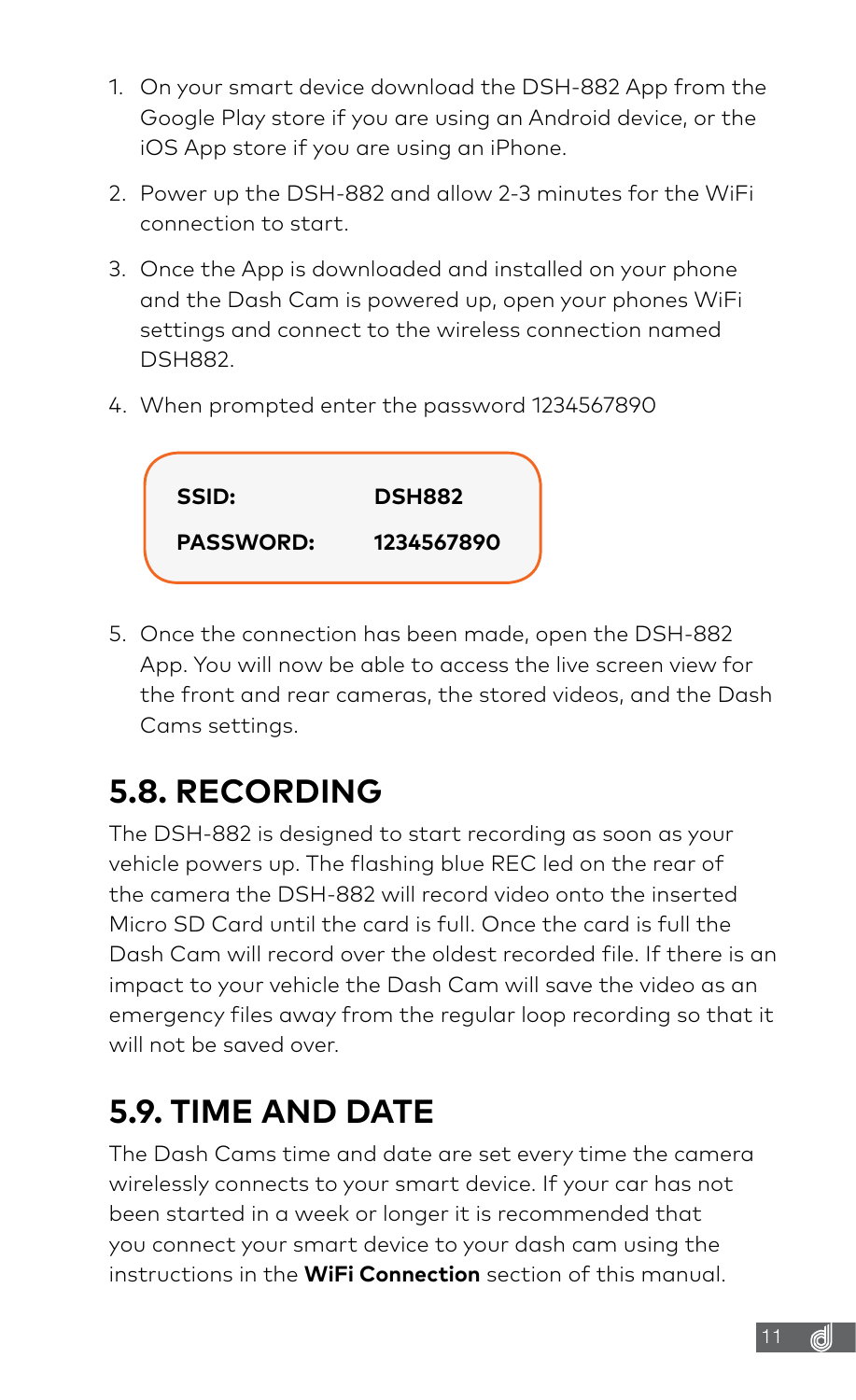1. On your smart device download the DSH-882 App from the Google Play store if you are using an Android device, or the iOS App store if you are using an iPhone.
2. Power up the DSH-882 and allow 2-3 minutes for the WiFi connection to start.
3. Once the App is downloaded and installed on your phone and the Dash Cam is powered up, open your phones WiFi settings and connect to the wireless connection named DSH882.
4. When prompted enter the password 1234567890

| **SSID:** | **DSH882** |
|---|---|
| **PASSWORD:** | **1234567890** |

5. Once the connection has been made, open the DSH-882 App. You will now be able to access the live screen view for the front and rear cameras, the stored videos, and the Dash Cams settings.

## 5.8. RECORDING

The DSH-882 is designed to start recording as soon as your vehicle powers up. The flashing blue REC led on the rear of the camera the DSH-882 will record video onto the inserted Micro SD Card until the card is full. Once the card is full the Dash Cam will record over the oldest recorded file. If there is an impact to your vehicle the Dash Cam will save the video as an emergency files away from the regular loop recording so that it will not be saved over.

## 5.9. TIME AND DATE

The Dash Cams time and date are set every time the camera wirelessly connects to your smart device. If your car has not been started in a week or longer it is recommended that you connect your smart device to your dash cam using the instructions in the **WiFi Connection** section of this manual.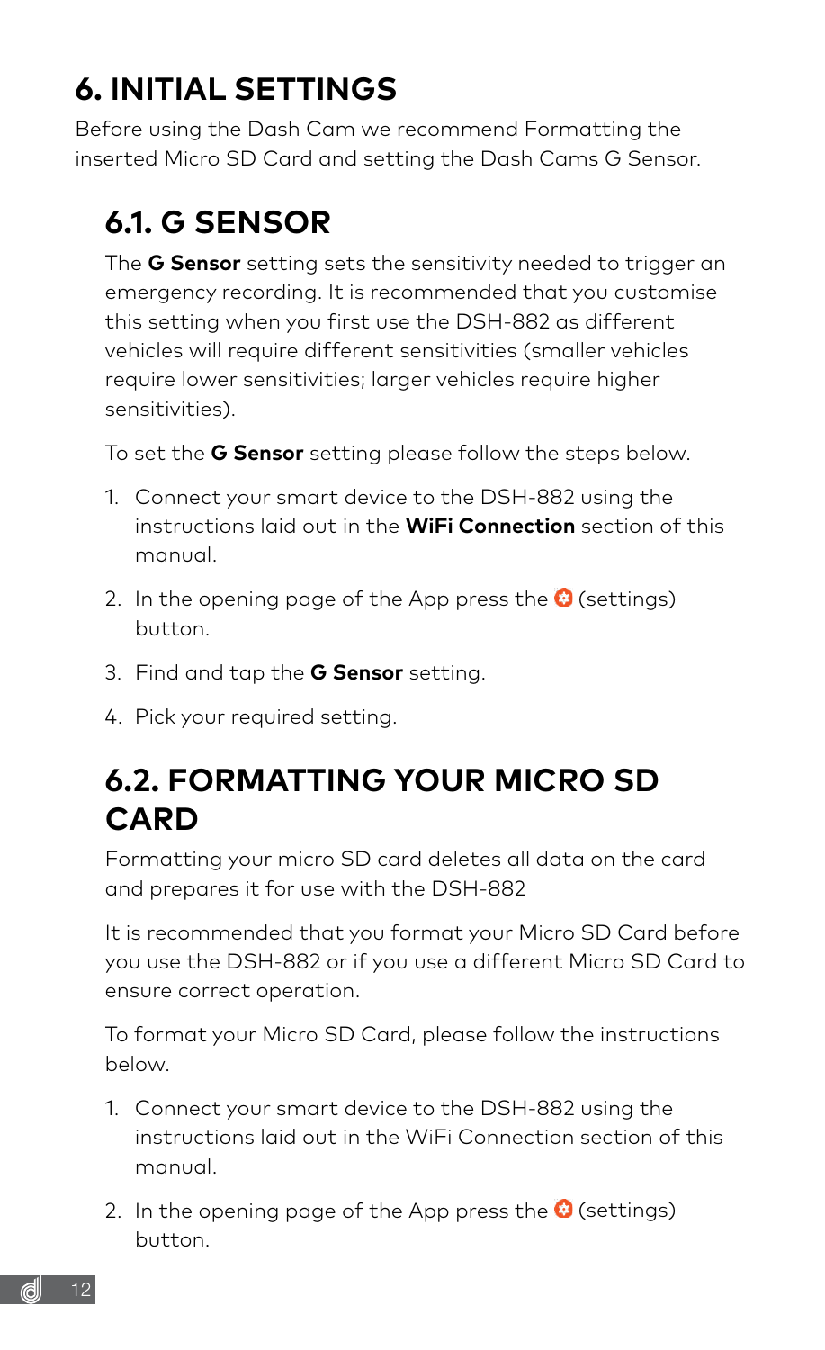# 6. INITIAL SETTINGS

Before using the Dash Cam we recommend Formatting the inserted Micro SD Card and setting the Dash Cams G Sensor.

## 6.1. G SENSOR

The **G Sensor** setting sets the sensitivity needed to trigger an emergency recording. It is recommended that you customise this setting when you first use the DSH-882 as different vehicles will require different sensitivities (smaller vehicles require lower sensitivities; larger vehicles require higher sensitivities).

To set the **G Sensor** setting please follow the steps below.

1. Connect your smart device to the DSH-882 using the instructions laid out in the **WiFi Connection** section of this manual.
2. In the opening page of the App press the (settings) button.
3. Find and tap the **G Sensor** setting.
4. Pick your required setting.

## 6.2. FORMATTING YOUR MICRO SD CARD

Formatting your micro SD card deletes all data on the card and prepares it for use with the DSH-882

It is recommended that you format your Micro SD Card before you use the DSH-882 or if you use a different Micro SD Card to ensure correct operation.

To format your Micro SD Card, please follow the instructions below.

1. Connect your smart device to the DSH-882 using the instructions laid out in the WiFi Connection section of this manual.
2. In the opening page of the App press the (settings) button.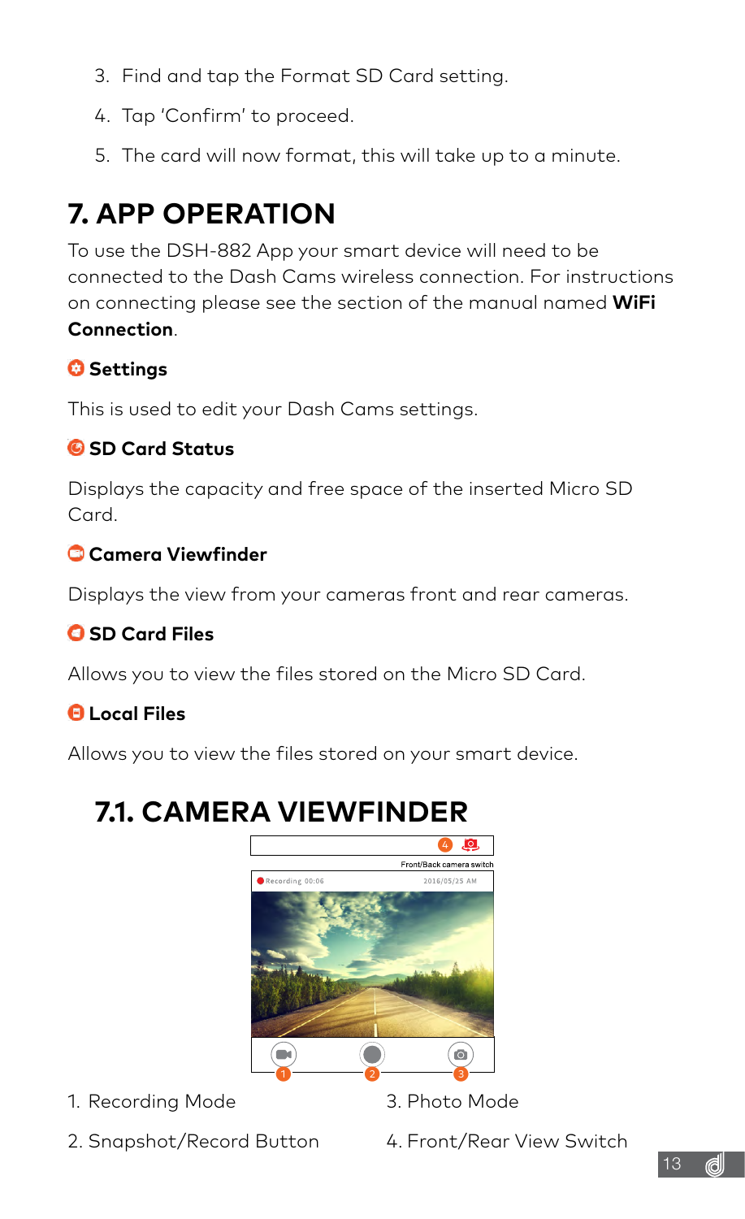3. Find and tap the Format SD Card setting.

4. Tap 'Confirm' to proceed.

5. The card will now format, this will take up to a minute.

# 7. APP OPERATION

To use the DSH-882 App your smart device will need to be connected to the Dash Cams wireless connection. For instructions on connecting please see the section of the manual named **WiFi Connection**.

**Settings**

This is used to edit your Dash Cams settings.

**SD Card Status**

Displays the capacity and free space of the inserted Micro SD Card.

**Camera Viewfinder**

Displays the view from your cameras front and rear cameras.

**SD Card Files**

Allows you to view the files stored on the Micro SD Card.

**Local Files**

Allows you to view the files stored on your smart device.

## 7.1. CAMERA VIEWFINDER

Front/Back camera switch

Recording 00:06 2016/05/25 AM

1. Recording Mode
2. Snapshot/Record Button
3. Photo Mode
4. Front/Rear View Switch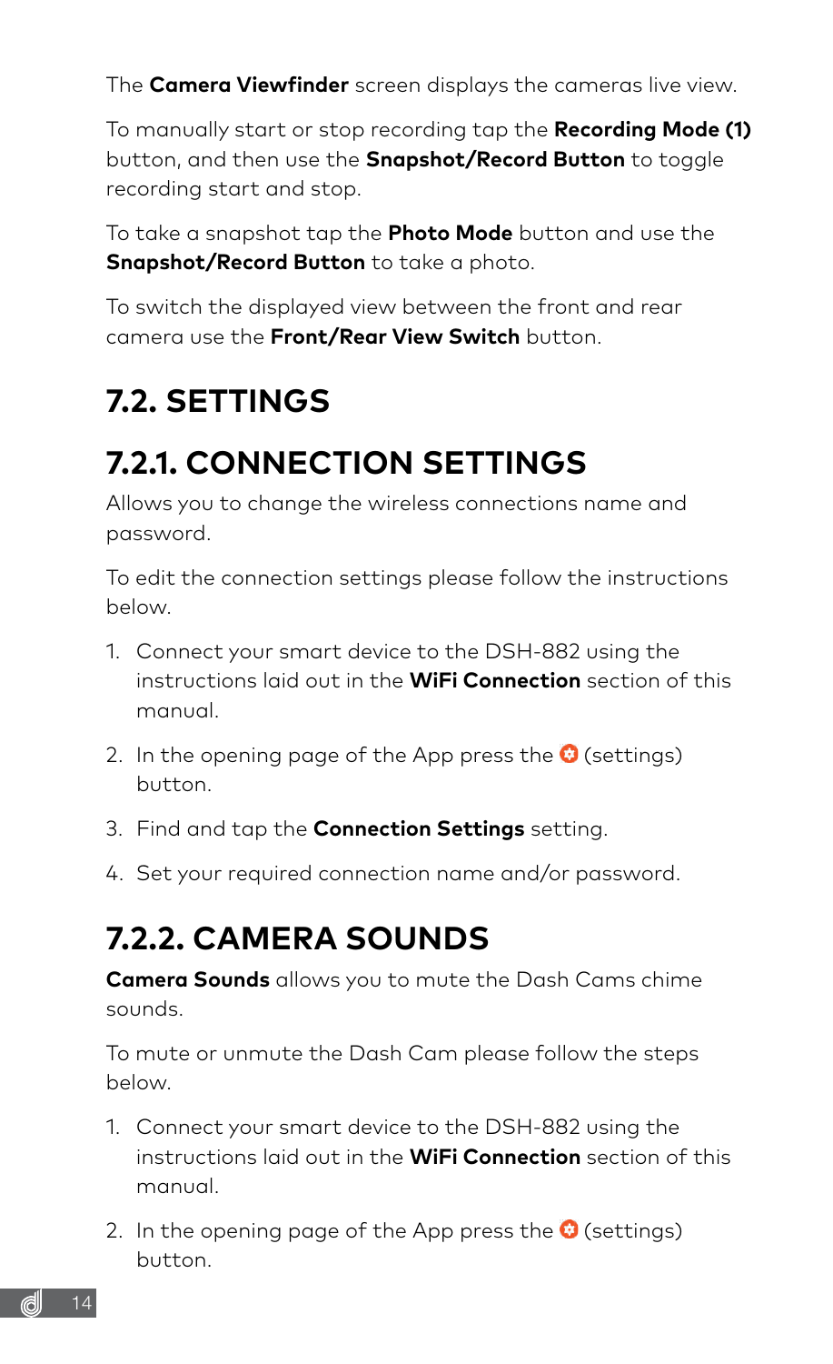The **Camera Viewfinder** screen displays the cameras live view.

To manually start or stop recording tap the **Recording Mode (1)** button, and then use the **Snapshot/Record Button** to toggle recording start and stop.

To take a snapshot tap the **Photo Mode** button and use the **Snapshot/Record Button** to take a photo.

To switch the displayed view between the front and rear camera use the **Front/Rear View Switch** button.

## 7.2. SETTINGS

### 7.2.1. CONNECTION SETTINGS

Allows you to change the wireless connections name and password.

To edit the connection settings please follow the instructions below.

1. Connect your smart device to the DSH-882 using the instructions laid out in the **WiFi Connection** section of this manual.
2. In the opening page of the App press the ⚙ (settings) button.
3. Find and tap the **Connection Settings** setting.
4. Set your required connection name and/or password.

### 7.2.2. CAMERA SOUNDS

**Camera Sounds** allows you to mute the Dash Cams chime sounds.

To mute or unmute the Dash Cam please follow the steps below.

1. Connect your smart device to the DSH-882 using the instructions laid out in the **WiFi Connection** section of this manual.
2. In the opening page of the App press the ⚙ (settings) button.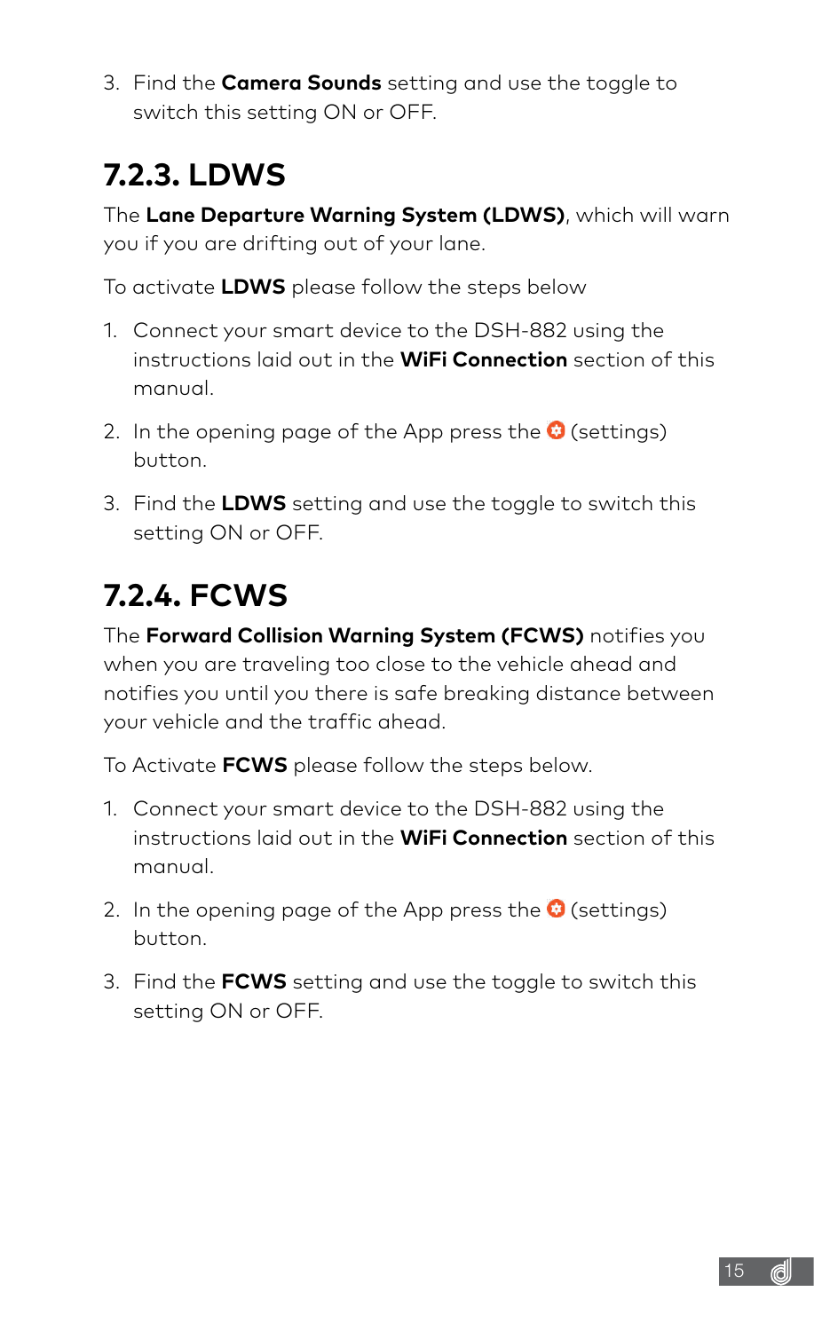3. Find the **Camera Sounds** setting and use the toggle to switch this setting ON or OFF.

## 7.2.3. LDWS

The **Lane Departure Warning System (LDWS)**, which will warn you if you are drifting out of your lane.

To activate **LDWS** please follow the steps below

1. Connect your smart device to the DSH-882 using the instructions laid out in the **WiFi Connection** section of this manual.
2. In the opening page of the App press the ⚙ (settings) button.
3. Find the **LDWS** setting and use the toggle to switch this setting ON or OFF.

## 7.2.4. FCWS

The **Forward Collision Warning System (FCWS)** notifies you when you are traveling too close to the vehicle ahead and notifies you until you there is safe breaking distance between your vehicle and the traffic ahead.

To Activate **FCWS** please follow the steps below.

1. Connect your smart device to the DSH-882 using the instructions laid out in the **WiFi Connection** section of this manual.
2. In the opening page of the App press the ⚙ (settings) button.
3. Find the **FCWS** setting and use the toggle to switch this setting ON or OFF.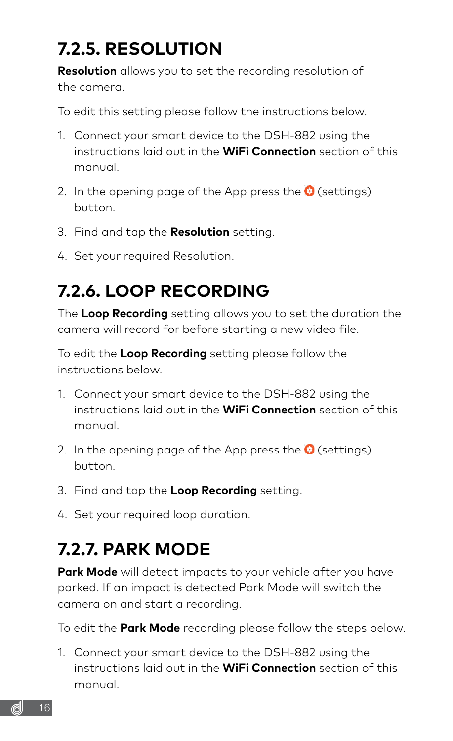## 7.2.5. RESOLUTION

**Resolution** allows you to set the recording resolution of the camera.

To edit this setting please follow the instructions below.

1. Connect your smart device to the DSH-882 using the instructions laid out in the **WiFi Connection** section of this manual.
2. In the opening page of the App press the ⚙ (settings) button.
3. Find and tap the **Resolution** setting.
4. Set your required Resolution.

## 7.2.6. LOOP RECORDING

The **Loop Recording** setting allows you to set the duration the camera will record for before starting a new video file.

To edit the **Loop Recording** setting please follow the instructions below.

1. Connect your smart device to the DSH-882 using the instructions laid out in the **WiFi Connection** section of this manual.
2. In the opening page of the App press the ⚙ (settings) button.
3. Find and tap the **Loop Recording** setting.
4. Set your required loop duration.

## 7.2.7. PARK MODE

**Park Mode** will detect impacts to your vehicle after you have parked. If an impact is detected Park Mode will switch the camera on and start a recording.

To edit the **Park Mode** recording please follow the steps below.

1. Connect your smart device to the DSH-882 using the instructions laid out in the **WiFi Connection** section of this manual.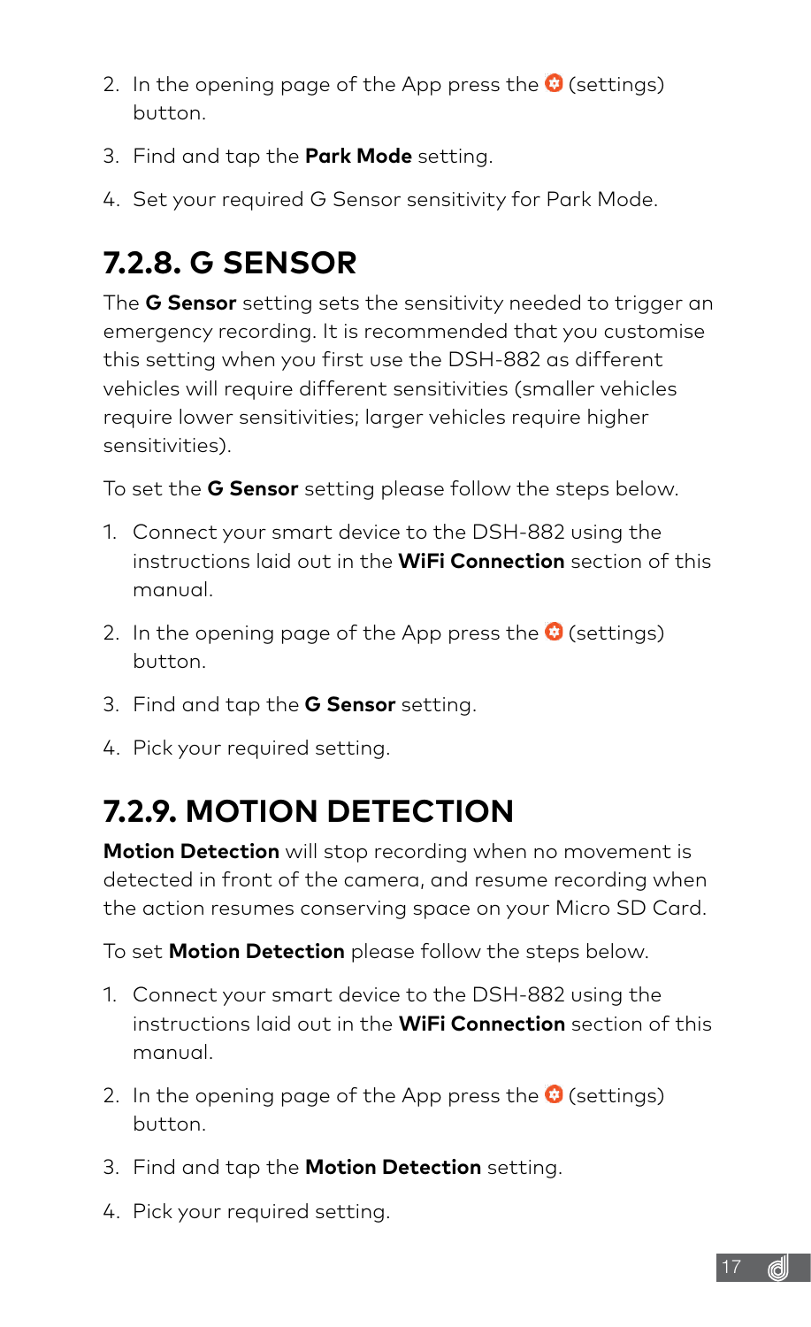2. In the opening page of the App press the (settings) button.
3. Find and tap the **Park Mode** setting.
4. Set your required G Sensor sensitivity for Park Mode.

## 7.2.8. G SENSOR

The **G Sensor** setting sets the sensitivity needed to trigger an emergency recording. It is recommended that you customise this setting when you first use the DSH-882 as different vehicles will require different sensitivities (smaller vehicles require lower sensitivities; larger vehicles require higher sensitivities).

To set the **G Sensor** setting please follow the steps below.

1. Connect your smart device to the DSH-882 using the instructions laid out in the **WiFi Connection** section of this manual.
2. In the opening page of the App press the (settings) button.
3. Find and tap the **G Sensor** setting.
4. Pick your required setting.

## 7.2.9. MOTION DETECTION

**Motion Detection** will stop recording when no movement is detected in front of the camera, and resume recording when the action resumes conserving space on your Micro SD Card.

To set **Motion Detection** please follow the steps below.

1. Connect your smart device to the DSH-882 using the instructions laid out in the **WiFi Connection** section of this manual.
2. In the opening page of the App press the (settings) button.
3. Find and tap the **Motion Detection** setting.
4. Pick your required setting.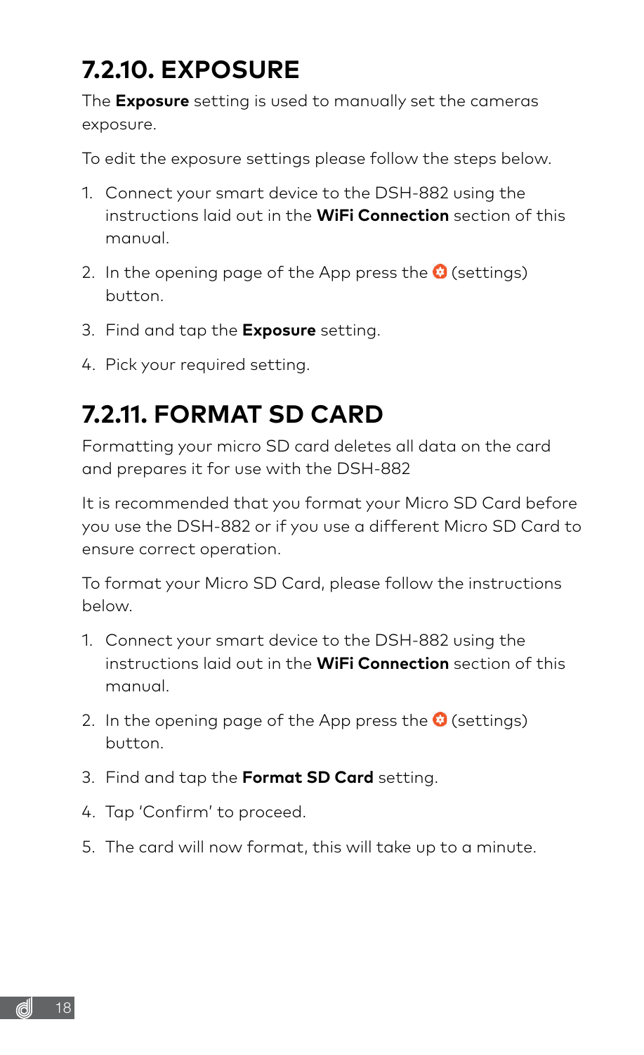## 7.2.10. EXPOSURE

The **Exposure** setting is used to manually set the cameras exposure.

To edit the exposure settings please follow the steps below.

1. Connect your smart device to the DSH-882 using the instructions laid out in the **WiFi Connection** section of this manual.
2. In the opening page of the App press the (settings) button.
3. Find and tap the **Exposure** setting.
4. Pick your required setting.

## 7.2.11. FORMAT SD CARD

Formatting your micro SD card deletes all data on the card and prepares it for use with the DSH-882

It is recommended that you format your Micro SD Card before you use the DSH-882 or if you use a different Micro SD Card to ensure correct operation.

To format your Micro SD Card, please follow the instructions below.

1. Connect your smart device to the DSH-882 using the instructions laid out in the **WiFi Connection** section of this manual.
2. In the opening page of the App press the (settings) button.
3. Find and tap the **Format SD Card** setting.
4. Tap 'Confirm' to proceed.
5. The card will now format, this will take up to a minute.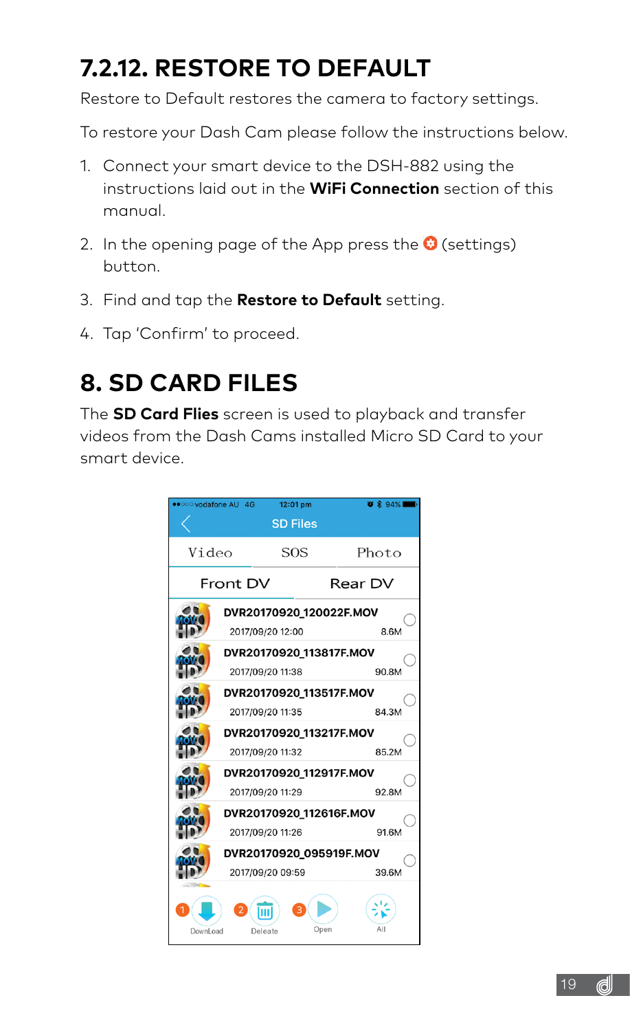## 7.2.12. RESTORE TO DEFAULT

Restore to Default restores the camera to factory settings.

To restore your Dash Cam please follow the instructions below.

1. Connect your smart device to the DSH-882 using the instructions laid out in the **WiFi Connection** section of this manual.
2. In the opening page of the App press the (settings) button.
3. Find and tap the **Restore to Default** setting.
4. Tap 'Confirm' to proceed.

# 8. SD CARD FILES

The **SD Card Flies** screen is used to playback and transfer videos from the Dash Cams installed Micro SD Card to your smart device.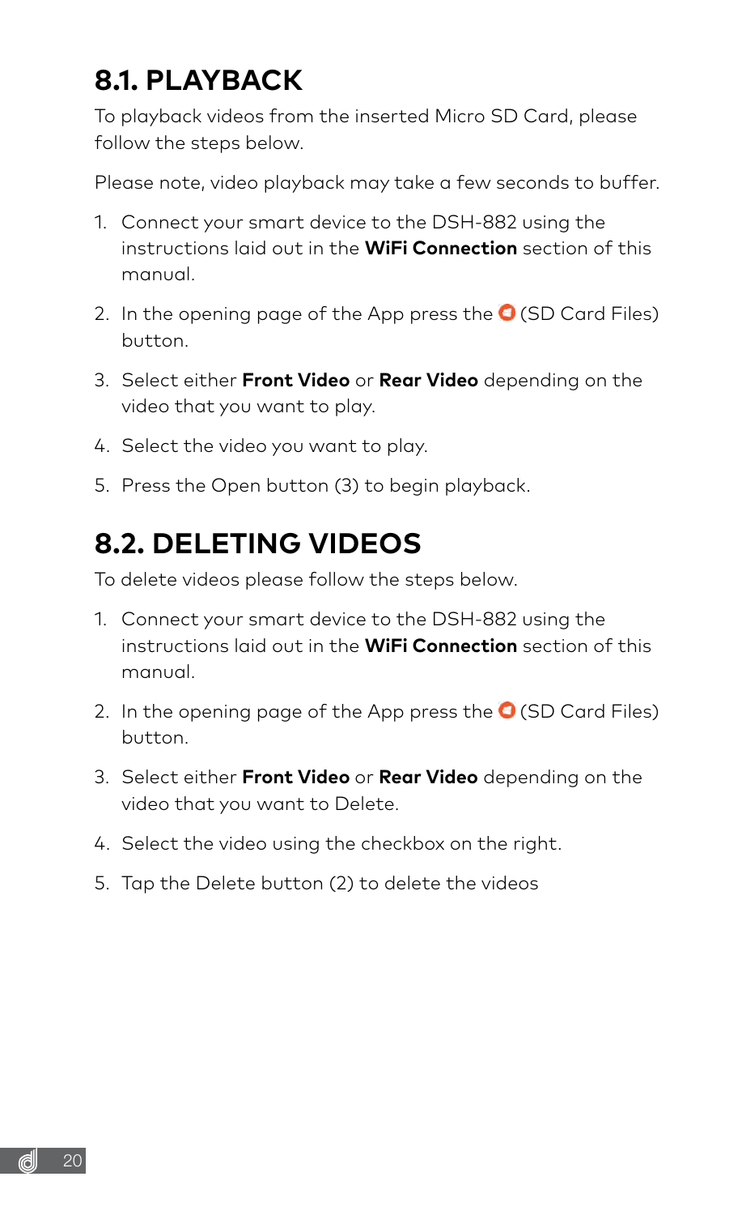## 8.1. PLAYBACK

To playback videos from the inserted Micro SD Card, please follow the steps below.

Please note, video playback may take a few seconds to buffer.

1. Connect your smart device to the DSH-882 using the instructions laid out in the **WiFi Connection** section of this manual.
2. In the opening page of the App press the (SD Card Files) button.
3. Select either **Front Video** or **Rear Video** depending on the video that you want to play.
4. Select the video you want to play.
5. Press the Open button (3) to begin playback.

## 8.2. DELETING VIDEOS

To delete videos please follow the steps below.

1. Connect your smart device to the DSH-882 using the instructions laid out in the **WiFi Connection** section of this manual.
2. In the opening page of the App press the (SD Card Files) button.
3. Select either **Front Video** or **Rear Video** depending on the video that you want to Delete.
4. Select the video using the checkbox on the right.
5. Tap the Delete button (2) to delete the videos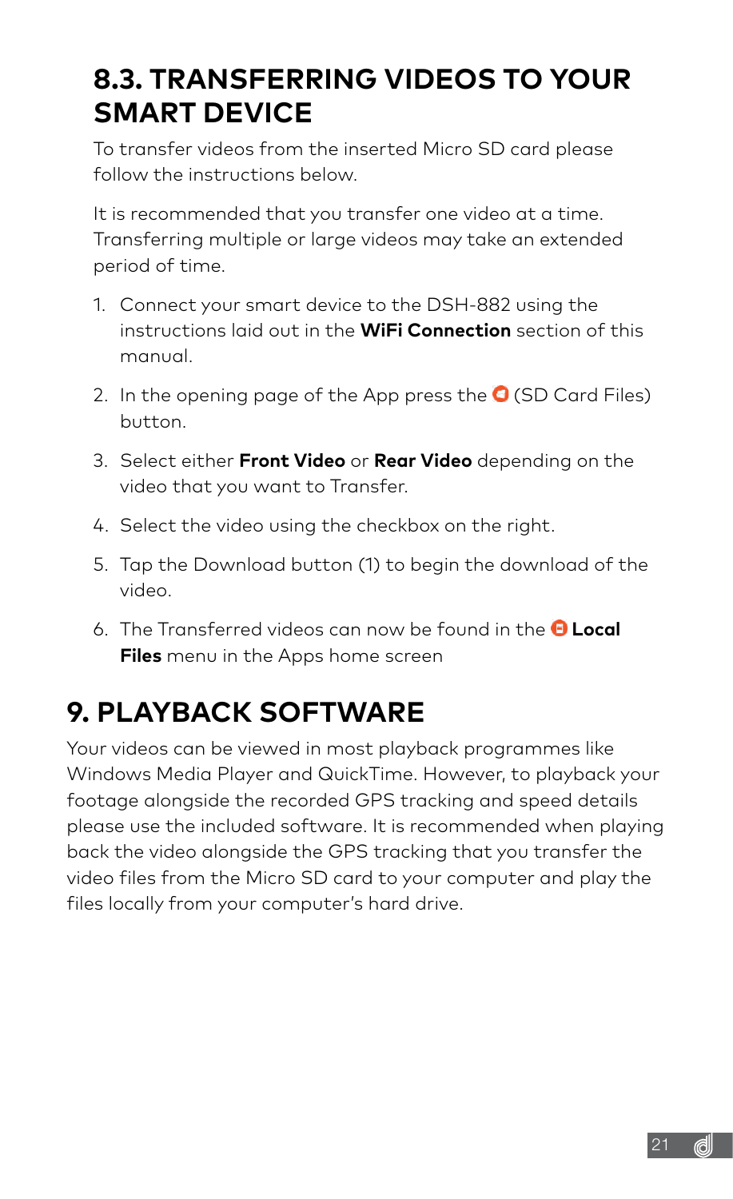## 8.3. TRANSFERRING VIDEOS TO YOUR SMART DEVICE

To transfer videos from the inserted Micro SD card please follow the instructions below.

It is recommended that you transfer one video at a time. Transferring multiple or large videos may take an extended period of time.

1. Connect your smart device to the DSH-882 using the instructions laid out in the **WiFi Connection** section of this manual.
2. In the opening page of the App press the (SD Card Files) button.
3. Select either **Front Video** or **Rear Video** depending on the video that you want to Transfer.
4. Select the video using the checkbox on the right.
5. Tap the Download button (1) to begin the download of the video.
6. The Transferred videos can now be found in the **Local Files** menu in the Apps home screen

# 9. PLAYBACK SOFTWARE

Your videos can be viewed in most playback programmes like Windows Media Player and QuickTime. However, to playback your footage alongside the recorded GPS tracking and speed details please use the included software. It is recommended when playing back the video alongside the GPS tracking that you transfer the video files from the Micro SD card to your computer and play the files locally from your computer's hard drive.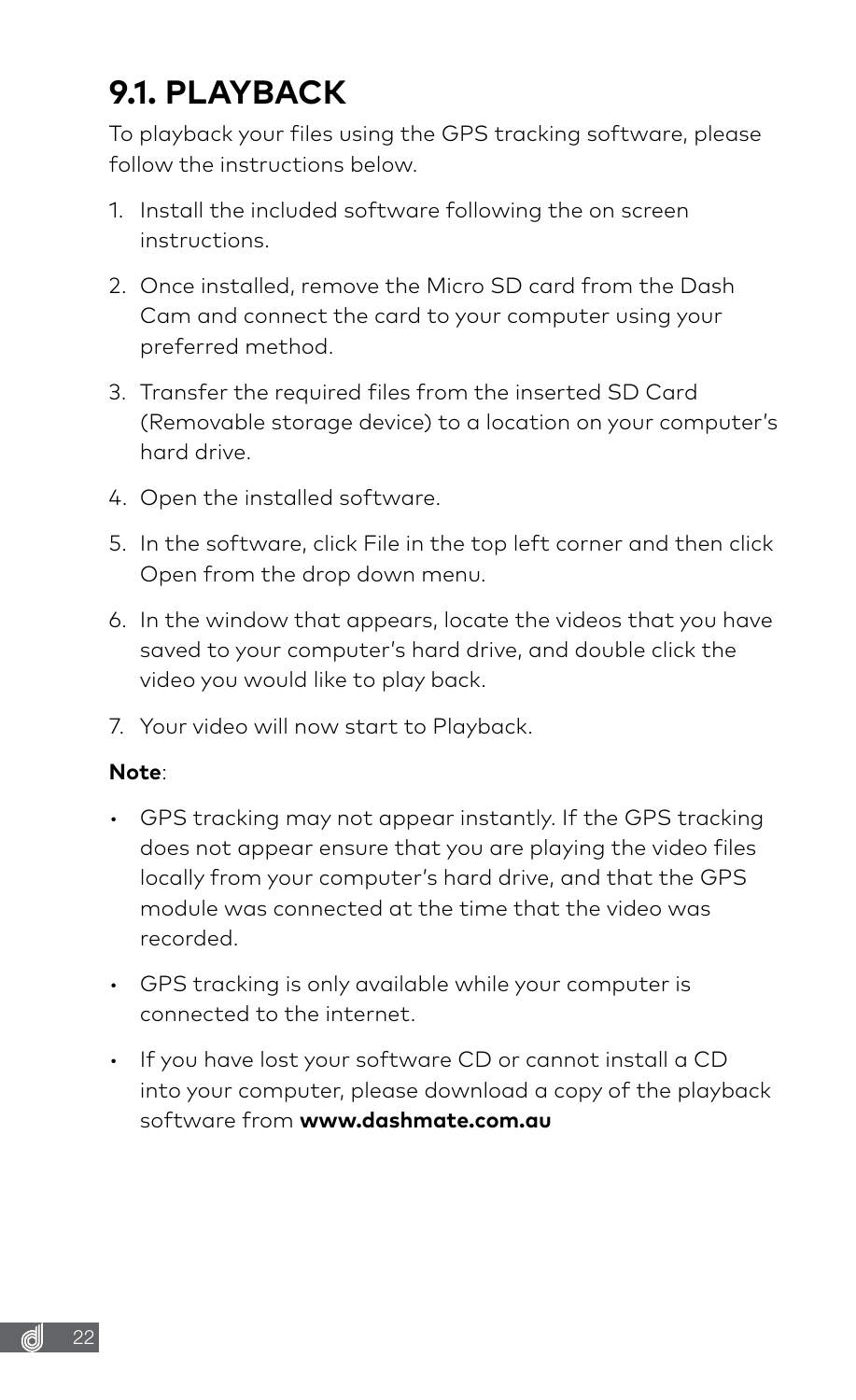## 9.1. PLAYBACK

To playback your files using the GPS tracking software, please follow the instructions below.

1. Install the included software following the on screen instructions.
2. Once installed, remove the Micro SD card from the Dash Cam and connect the card to your computer using your preferred method.
3. Transfer the required files from the inserted SD Card (Removable storage device) to a location on your computer's hard drive.
4. Open the installed software.
5. In the software, click File in the top left corner and then click Open from the drop down menu.
6. In the window that appears, locate the videos that you have saved to your computer's hard drive, and double click the video you would like to play back.
7. Your video will now start to Playback.

**Note**:

- GPS tracking may not appear instantly. If the GPS tracking does not appear ensure that you are playing the video files locally from your computer's hard drive, and that the GPS module was connected at the time that the video was recorded.
- GPS tracking is only available while your computer is connected to the internet.
- If you have lost your software CD or cannot install a CD into your computer, please download a copy of the playback software from **www.dashmate.com.au**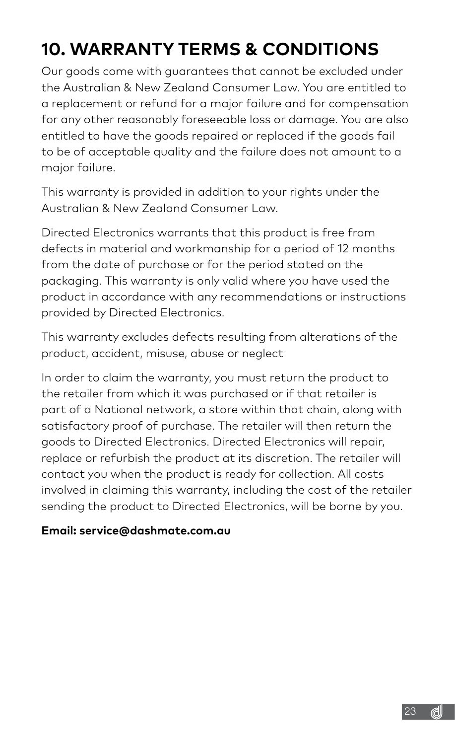# 10. WARRANTY TERMS & CONDITIONS

Our goods come with guarantees that cannot be excluded under the Australian & New Zealand Consumer Law. You are entitled to a replacement or refund for a major failure and for compensation for any other reasonably foreseeable loss or damage. You are also entitled to have the goods repaired or replaced if the goods fail to be of acceptable quality and the failure does not amount to a major failure.

This warranty is provided in addition to your rights under the Australian & New Zealand Consumer Law.

Directed Electronics warrants that this product is free from defects in material and workmanship for a period of 12 months from the date of purchase or for the period stated on the packaging. This warranty is only valid where you have used the product in accordance with any recommendations or instructions provided by Directed Electronics.

This warranty excludes defects resulting from alterations of the product, accident, misuse, abuse or neglect

In order to claim the warranty, you must return the product to the retailer from which it was purchased or if that retailer is part of a National network, a store within that chain, along with satisfactory proof of purchase. The retailer will then return the goods to Directed Electronics. Directed Electronics will repair, replace or refurbish the product at its discretion. The retailer will contact you when the product is ready for collection. All costs involved in claiming this warranty, including the cost of the retailer sending the product to Directed Electronics, will be borne by you.

**Email: service@dashmate.com.au**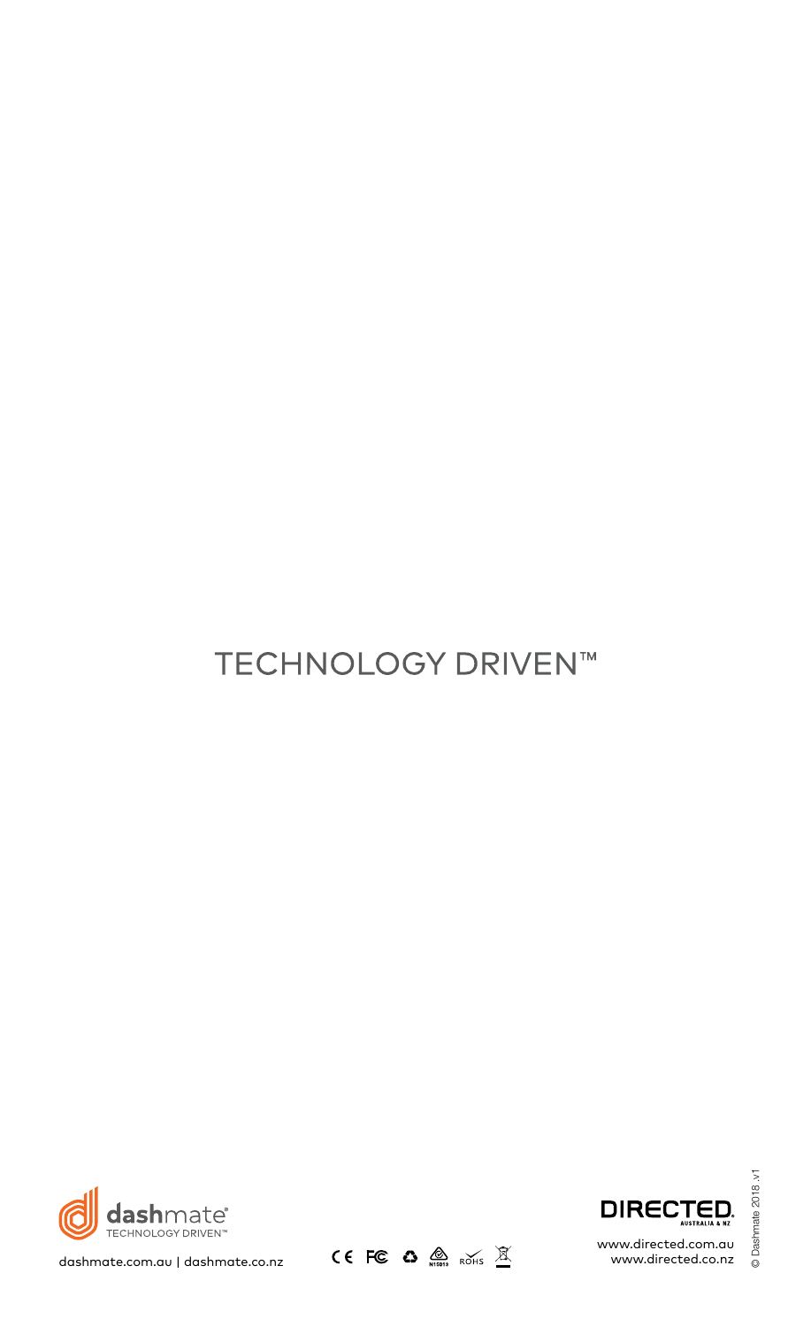TECHNOLOGY DRIVEN™

dashmate®
TECHNOLOGY DRIVEN™

dashmate.com.au | dashmate.co.nz

DIRECTED.
AUSTRALIA & NZ

www.directed.com.au
www.directed.co.nz

© Dashmate 2018 .v1